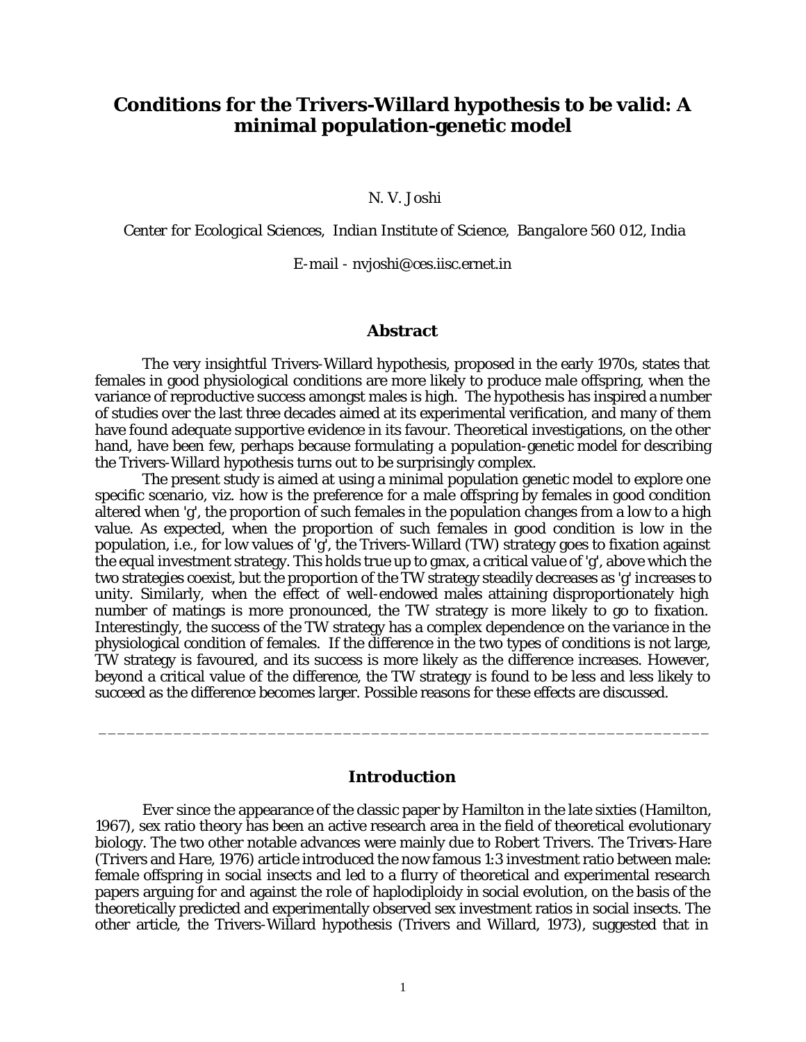# Conditions for the Trivers-Willard hypothesis to be valid: A minimal population-genetic model

N. V. Joshi

*Center for Ecological Sciences, Indian Institute of Science, Bangalore 560 012, India*

E-mail - nvjoshi@ces.iisc.ernet.in

## Abstract

The very insightful Trivers-Willard hypothesis, proposed in the early 1970s, states that females in good physiological conditions are more likely to produce male offspring, when the variance of reproductive success amongst males is high. The hypothesis has inspired a number of studies over the last three decades aimed at its experimental verification, and many of them have found adequate supportive evidence in its favour. Theoretical investigations, on the other hand, have been few, perhaps because formulating a population-genetic model for describing the Trivers-Willard hypothesis turns out to be surprisingly complex.

The present study is aimed at using a minimal population genetic model to explore one specific scenario, viz. how is the preference for a male offspring by females in good condition altered when 'g', the proportion of such females in the population changes from a low to a high value. As expected, when the proportion of such females in good condition is low in the population, i.e., for low values of 'g', the Trivers-Willard (TW) strategy goes to fixation against the equal investment strategy. This holds true up to gmax, a critical value of 'g', above which the two strategies coexist, but the proportion of the TW strategy steadily decreases as 'g' increases to unity. Similarly, when the effect of well-endowed males attaining disproportionately high number of matings is more pronounced, the TW strategy is more likely to go to fixation. Interestingly, the success of the TW strategy has a complex dependence on the variance in the physiological condition of females. If the difference in the two types of conditions is not large, TW strategy is favoured, and its success is more likely as the difference increases. However, beyond a critical value of the difference, the TW strategy is found to be less and less likely to succeed as the difference becomes larger. Possible reasons for these effects are discussed.

---

## Introduction

Ever since the appearance of the classic paper by Hamilton in the late sixties (Hamilton, 1967), sex ratio theory has been an active research area in the field of theoretical evolutionary biology. The two other notable advances were mainly due to Robert Trivers. The Trivers-Hare (Trivers and Hare, 1976) article introduced the now famous 1:3 investment ratio between male: female offspring in social insects and led to a flurry of theoretical and experimental research papers arguing for and against the role of haplodiploidy in social evolution, on the basis of the theoretically predicted and experimentally observed sex investment ratios in social insects. The other article, the Trivers-Willard hypothesis (Trivers and Willard, 1973), suggested that in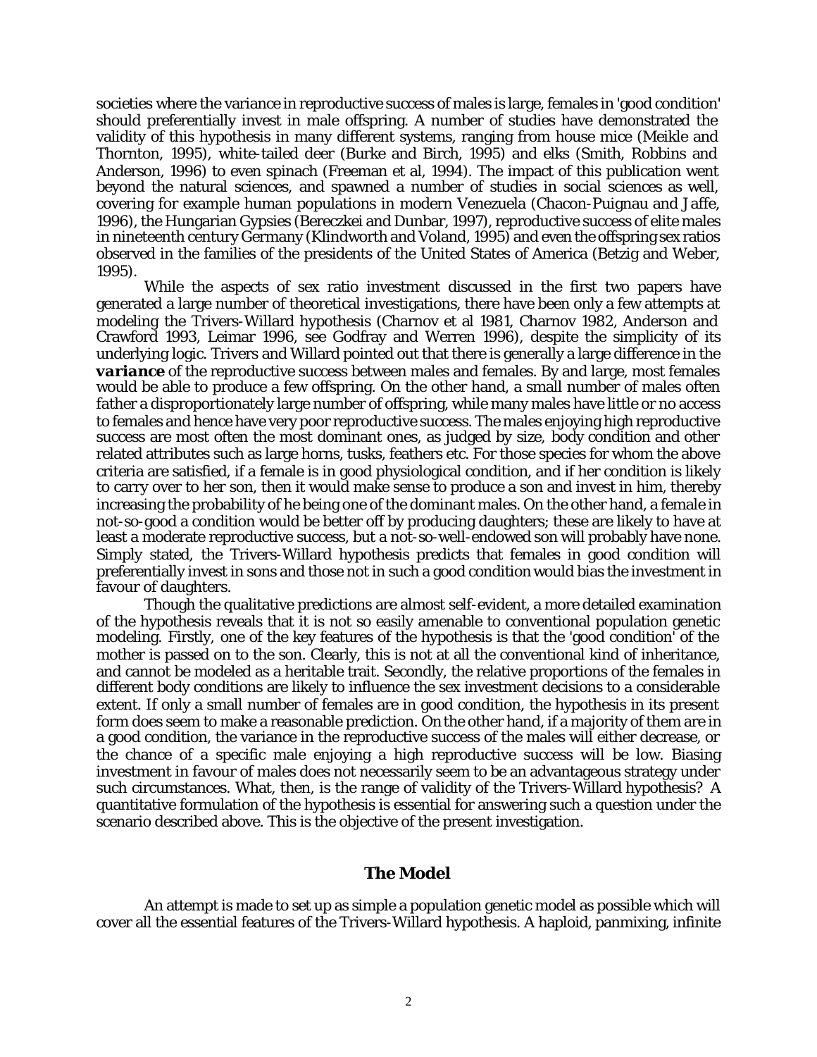societies where the variance in reproductive success of males is large, females in 'good condition' should preferentially invest in male offspring. A number of studies have demonstrated the validity of this hypothesis in many different systems, ranging from house mice (Meikle and Thornton, 1995), white-tailed deer (Burke and Birch, 1995) and elks (Smith, Robbins and Anderson, 1996) to even spinach (Freeman et al, 1994). The impact of this publication went beyond the natural sciences, and spawned a number of studies in social sciences as well, covering for example human populations in modern Venezuela (Chacon-Puignau and Jaffe, 1996), the Hungarian Gypsies (Bereczkei and Dunbar, 1997), reproductive success of elite males in nineteenth century Germany (Klindworth and Voland, 1995) and even the offspring sex ratios observed in the families of the presidents of the United States of America (Betzig and Weber, 1995).

While the aspects of sex ratio investment discussed in the first two papers have generated a large number of theoretical investigations, there have been only a few attempts at modeling the Trivers-Willard hypothesis (Charnov et al 1981, Charnov 1982, Anderson and Crawford 1993, Leimar 1996, see Godfray and Werren 1996), despite the simplicity of its underlying logic. Trivers and Willard pointed out that there is generally a large difference in the ***variance*** of the reproductive success between males and females. By and large, most females would be able to produce a few offspring. On the other hand, a small number of males often father a disproportionately large number of offspring, while many males have little or no access to females and hence have very poor reproductive success. The males enjoying high reproductive success are most often the most dominant ones, as judged by size, body condition and other related attributes such as large horns, tusks, feathers etc. For those species for whom the above criteria are satisfied, if a female is in good physiological condition, and if her condition is likely to carry over to her son, then it would make sense to produce a son and invest in him, thereby increasing the probability of he being one of the dominant males. On the other hand, a female in not-so-good a condition would be better off by producing daughters; these are likely to have at least a moderate reproductive success, but a not-so-well-endowed son will probably have none. Simply stated, the Trivers-Willard hypothesis predicts that females in good condition will preferentially invest in sons and those not in such a good condition would bias the investment in favour of daughters.

Though the qualitative predictions are almost self-evident, a more detailed examination of the hypothesis reveals that it is not so easily amenable to conventional population genetic modeling. Firstly, one of the key features of the hypothesis is that the 'good condition' of the mother is passed on to the son. Clearly, this is not at all the conventional kind of inheritance, and cannot be modeled as a heritable trait. Secondly, the relative proportions of the females in different body conditions are likely to influence the sex investment decisions to a considerable extent. If only a small number of females are in good condition, the hypothesis in its present form does seem to make a reasonable prediction. On the other hand, if a majority of them are in a good condition, the variance in the reproductive success of the males will either decrease, or the chance of a specific male enjoying a high reproductive success will be low. Biasing investment in favour of males does not necessarily seem to be an advantageous strategy under such circumstances. What, then, is the range of validity of the Trivers-Willard hypothesis? A quantitative formulation of the hypothesis is essential for answering such a question under the scenario described above. This is the objective of the present investigation.

## The Model

An attempt is made to set up as simple a population genetic model as possible which will cover all the essential features of the Trivers-Willard hypothesis. A haploid, panmixing, infinite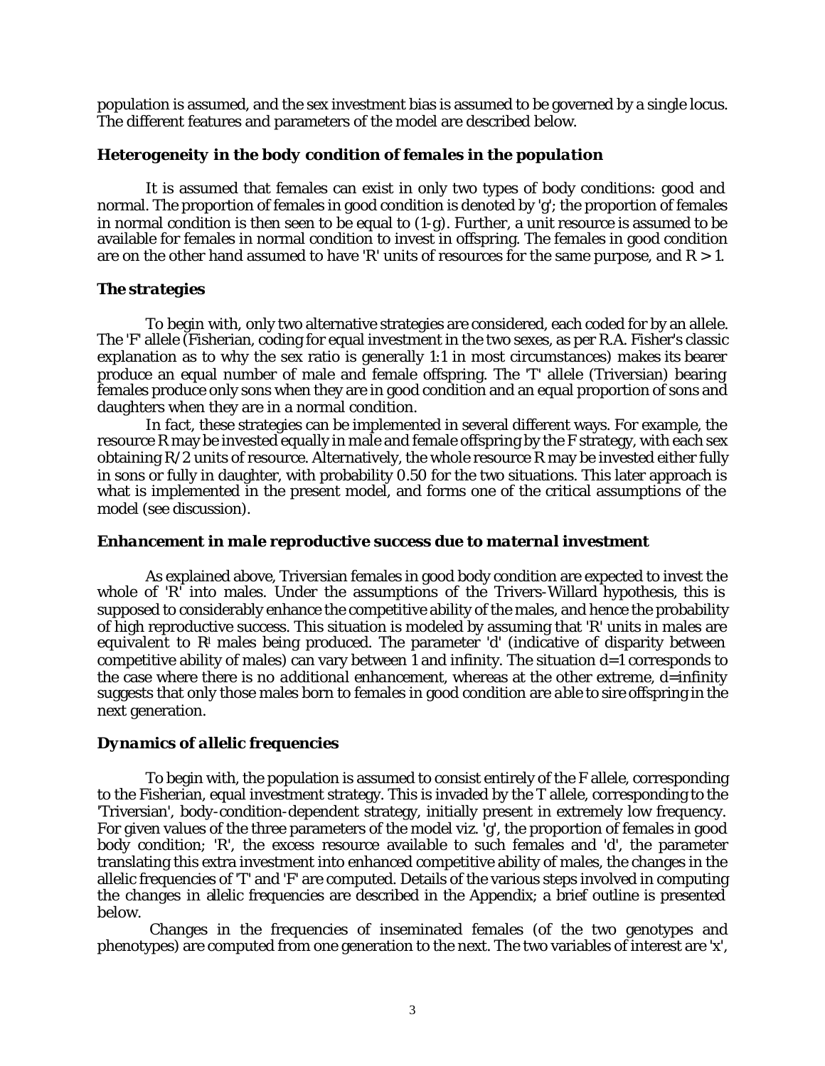population is assumed, and the sex investment bias is assumed to be governed by a single locus. The different features and parameters of the model are described below.

### *Heterogeneity in the body condition of females in the population*

It is assumed that females can exist in only two types of body conditions: good and normal. The proportion of females in good condition is denoted by 'g'; the proportion of females in normal condition is then seen to be equal to (1-g). Further, a unit resource is assumed to be available for females in normal condition to invest in offspring. The females in good condition are on the other hand assumed to have 'R' units of resources for the same purpose, and $R > 1$.

### *The strategies*

To begin with, only two alternative strategies are considered, each coded for by an allele. The 'F' allele (Fisherian, coding for equal investment in the two sexes, as per R.A. Fisher's classic explanation as to why the sex ratio is generally 1:1 in most circumstances) makes its bearer produce an equal number of male and female offspring. The 'T' allele (Triversian) bearing females produce only sons when they are in good condition and an equal proportion of sons and daughters when they are in a normal condition.

In fact, these strategies can be implemented in several different ways. For example, the resource R may be invested equally in male and female offspring by the F strategy, with each sex obtaining R/2 units of resource. Alternatively, the whole resource R may be invested either fully in sons or fully in daughter, with probability 0.50 for the two situations. This later approach is what is implemented in the present model, and forms one of the critical assumptions of the model (see discussion).

### *Enhancement in male reproductive success due to maternal investment*

As explained above, Triversian females in good body condition are expected to invest the whole of 'R' into males. Under the assumptions of the Trivers-Willard hypothesis, this is supposed to considerably enhance the competitive ability of the males, and hence the probability of high reproductive success. This situation is modeled by assuming that 'R' units in males are equivalent to $R^d$ males being produced. The parameter 'd' (indicative of disparity between competitive ability of males) can vary between 1 and infinity. The situation d=1 corresponds to the case where there is no additional enhancement, whereas at the other extreme, d=infinity suggests that only those males born to females in good condition are able to sire offspring in the next generation.

### *Dynamics of allelic frequencies*

To begin with, the population is assumed to consist entirely of the F allele, corresponding to the Fisherian, equal investment strategy. This is invaded by the T allele, corresponding to the 'Triversian', body-condition-dependent strategy, initially present in extremely low frequency. For given values of the three parameters of the model viz. 'g', the proportion of females in good body condition; 'R', the excess resource available to such females and 'd', the parameter translating this extra investment into enhanced competitive ability of males, the changes in the allelic frequencies of 'T' and 'F' are computed. Details of the various steps involved in computing the changes in allelic frequencies are described in the Appendix; a brief outline is presented below.

Changes in the frequencies of inseminated females (of the two genotypes and phenotypes) are computed from one generation to the next. The two variables of interest are 'x',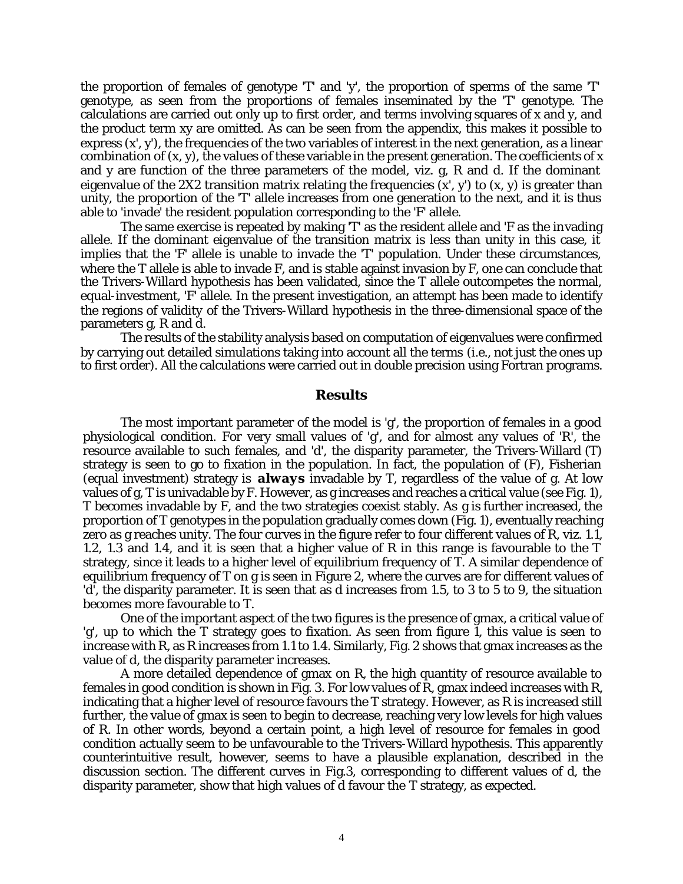the proportion of females of genotype 'T' and 'y', the proportion of sperms of the same 'T' genotype, as seen from the proportions of females inseminated by the 'T' genotype. The calculations are carried out only up to first order, and terms involving squares of x and y, and the product term xy are omitted. As can be seen from the appendix, this makes it possible to express (x', y'), the frequencies of the two variables of interest in the next generation, as a linear combination of (x, y), the values of these variable in the present generation. The coefficients of x and y are function of the three parameters of the model, viz. g, R and d. If the dominant eigenvalue of the 2X2 transition matrix relating the frequencies (x', y') to (x, y) is greater than unity, the proportion of the 'T' allele increases from one generation to the next, and it is thus able to 'invade' the resident population corresponding to the 'F' allele.

The same exercise is repeated by making 'T' as the resident allele and 'F as the invading allele. If the dominant eigenvalue of the transition matrix is less than unity in this case, it implies that the 'F' allele is unable to invade the 'T' population. Under these circumstances, where the T allele is able to invade F, and is stable against invasion by F, one can conclude that the Trivers-Willard hypothesis has been validated, since the T allele outcompetes the normal, equal-investment, 'F' allele. In the present investigation, an attempt has been made to identify the regions of validity of the Trivers-Willard hypothesis in the three-dimensional space of the parameters g, R and d.

The results of the stability analysis based on computation of eigenvalues were confirmed by carrying out detailed simulations taking into account all the terms (i.e., not just the ones up to first order). All the calculations were carried out in double precision using Fortran programs.

## Results

The most important parameter of the model is 'g', the proportion of females in a good physiological condition. For very small values of 'g', and for almost any values of 'R', the resource available to such females, and 'd', the disparity parameter, the Trivers-Willard (T) strategy is seen to go to fixation in the population. In fact, the population of (F), Fisherian (equal investment) strategy is **always** invadable by T, regardless of the value of g. At low values of g, T is univadable by F. However, as g increases and reaches a critical value (see Fig. 1), T becomes invadable by F, and the two strategies coexist stably. As g is further increased, the proportion of T genotypes in the population gradually comes down (Fig. 1), eventually reaching zero as g reaches unity. The four curves in the figure refer to four different values of R, viz. 1.1, 1.2, 1.3 and 1.4, and it is seen that a higher value of R in this range is favourable to the T strategy, since it leads to a higher level of equilibrium frequency of T. A similar dependence of equilibrium frequency of T on g is seen in Figure 2, where the curves are for different values of 'd', the disparity parameter. It is seen that as d increases from 1.5, to 3 to 5 to 9, the situation becomes more favourable to T.

One of the important aspect of the two figures is the presence of gmax, a critical value of 'g', up to which the T strategy goes to fixation. As seen from figure 1, this value is seen to increase with R, as R increases from 1.1 to 1.4. Similarly, Fig. 2 shows that gmax increases as the value of d, the disparity parameter increases.

A more detailed dependence of gmax on R, the high quantity of resource available to females in good condition is shown in Fig. 3. For low values of R, gmax indeed increases with R, indicating that a higher level of resource favours the T strategy. However, as R is increased still further, the value of gmax is seen to begin to decrease, reaching very low levels for high values of R. In other words, beyond a certain point, a high level of resource for females in good condition actually seem to be unfavourable to the Trivers-Willard hypothesis. This apparently counterintuitive result, however, seems to have a plausible explanation, described in the discussion section. The different curves in Fig.3, corresponding to different values of d, the disparity parameter, show that high values of d favour the T strategy, as expected.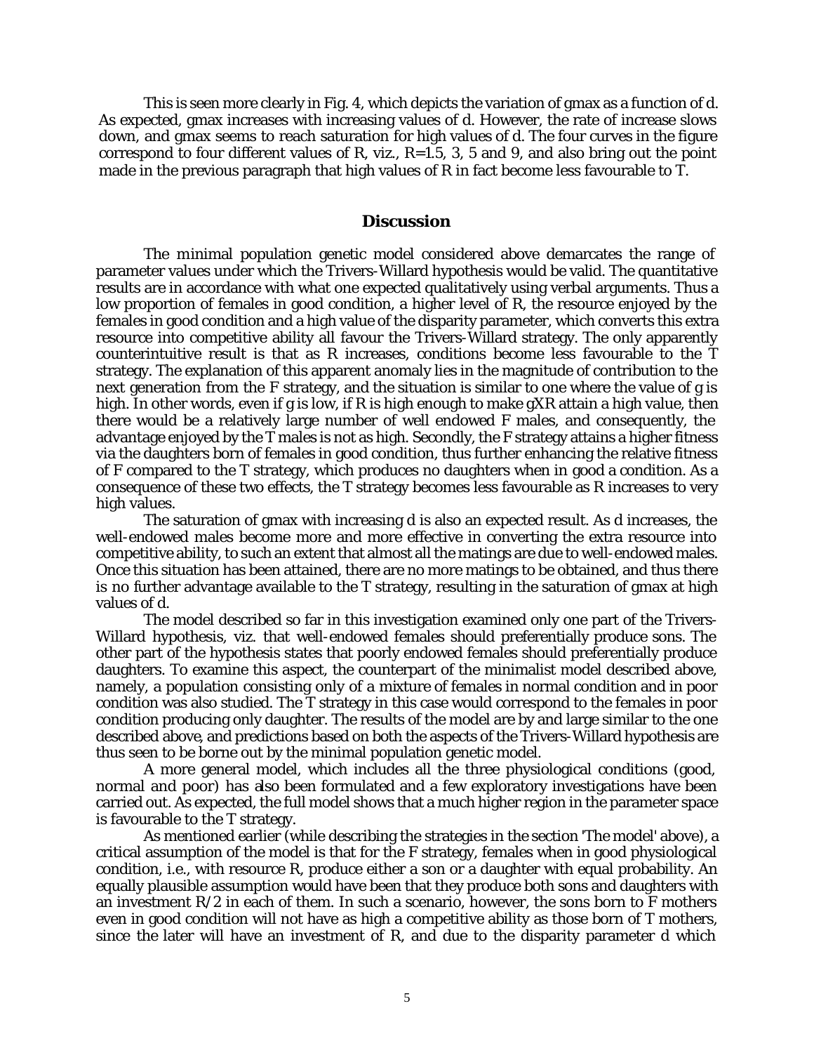This is seen more clearly in Fig. 4, which depicts the variation of gmax as a function of d. As expected, gmax increases with increasing values of d. However, the rate of increase slows down, and gmax seems to reach saturation for high values of d. The four curves in the figure correspond to four different values of R, viz., R=1.5, 3, 5 and 9, and also bring out the point made in the previous paragraph that high values of R in fact become less favourable to T.

## Discussion

The minimal population genetic model considered above demarcates the range of parameter values under which the Trivers-Willard hypothesis would be valid. The quantitative results are in accordance with what one expected qualitatively using verbal arguments. Thus a low proportion of females in good condition, a higher level of R, the resource enjoyed by the females in good condition and a high value of the disparity parameter, which converts this extra resource into competitive ability all favour the Trivers-Willard strategy. The only apparently counterintuitive result is that as R increases, conditions become less favourable to the T strategy. The explanation of this apparent anomaly lies in the magnitude of contribution to the next generation from the F strategy, and the situation is similar to one where the value of g is high. In other words, even if g is low, if R is high enough to make gXR attain a high value, then there would be a relatively large number of well endowed F males, and consequently, the advantage enjoyed by the T males is not as high. Secondly, the F strategy attains a higher fitness via the daughters born of females in good condition, thus further enhancing the relative fitness of F compared to the T strategy, which produces no daughters when in good a condition. As a consequence of these two effects, the T strategy becomes less favourable as R increases to very high values.

The saturation of gmax with increasing d is also an expected result. As d increases, the well-endowed males become more and more effective in converting the extra resource into competitive ability, to such an extent that almost all the matings are due to well-endowed males. Once this situation has been attained, there are no more matings to be obtained, and thus there is no further advantage available to the T strategy, resulting in the saturation of gmax at high values of d.

The model described so far in this investigation examined only one part of the Trivers-Willard hypothesis, viz. that well-endowed females should preferentially produce sons. The other part of the hypothesis states that poorly endowed females should preferentially produce daughters. To examine this aspect, the counterpart of the minimalist model described above, namely, a population consisting only of a mixture of females in normal condition and in poor condition was also studied. The T strategy in this case would correspond to the females in poor condition producing only daughter. The results of the model are by and large similar to the one described above, and predictions based on both the aspects of the Trivers-Willard hypothesis are thus seen to be borne out by the minimal population genetic model.

A more general model, which includes all the three physiological conditions (good, normal and poor) has also been formulated and a few exploratory investigations have been carried out. As expected, the full model shows that a much higher region in the parameter space is favourable to the T strategy.

As mentioned earlier (while describing the strategies in the section 'The model' above), a critical assumption of the model is that for the F strategy, females when in good physiological condition, i.e., with resource R, produce either a son or a daughter with equal probability. An equally plausible assumption would have been that they produce both sons and daughters with an investment R/2 in each of them. In such a scenario, however, the sons born to F mothers even in good condition will not have as high a competitive ability as those born of T mothers, since the later will have an investment of R, and due to the disparity parameter d which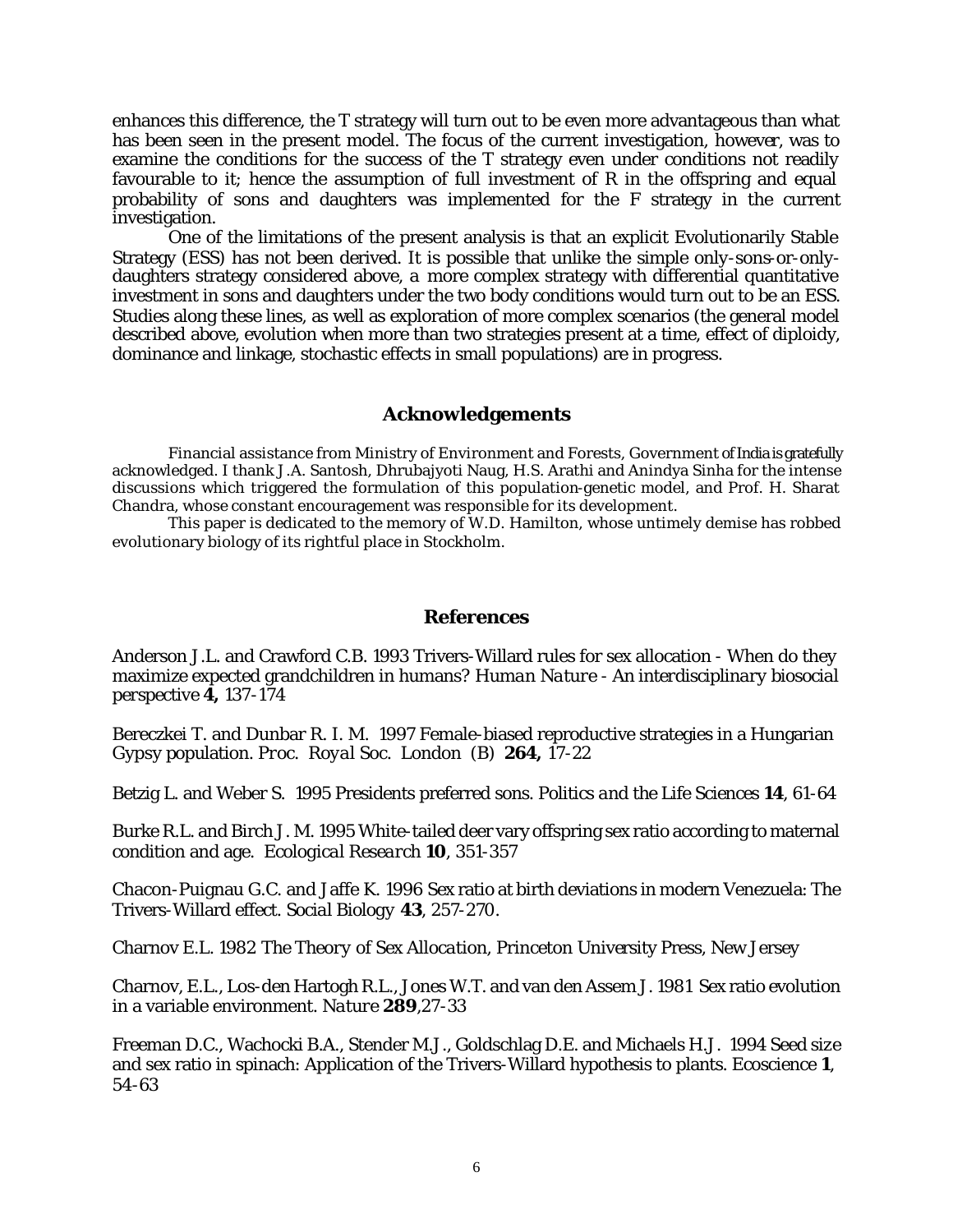enhances this difference, the T strategy will turn out to be even more advantageous than what has been seen in the present model. The focus of the current investigation, however, was to examine the conditions for the success of the T strategy even under conditions not readily favourable to it; hence the assumption of full investment of R in the offspring and equal probability of sons and daughters was implemented for the F strategy in the current investigation.

One of the limitations of the present analysis is that an explicit Evolutionarily Stable Strategy (ESS) has not been derived. It is possible that unlike the simple only-sons-or-only-daughters strategy considered above, a more complex strategy with differential quantitative investment in sons and daughters under the two body conditions would turn out to be an ESS. Studies along these lines, as well as exploration of more complex scenarios (the general model described above, evolution when more than two strategies present at a time, effect of diploidy, dominance and linkage, stochastic effects in small populations) are in progress.

## Acknowledgements

Financial assistance from Ministry of Environment and Forests, Government of India is gratefully acknowledged. I thank J.A. Santosh, Dhrubajyoti Naug, H.S. Arathi and Anindya Sinha for the intense discussions which triggered the formulation of this population-genetic model, and Prof. H. Sharat Chandra, whose constant encouragement was responsible for its development.

This paper is dedicated to the memory of W.D. Hamilton, whose untimely demise has robbed evolutionary biology of its rightful place in Stockholm.

## References

Anderson J.L. and Crawford C.B. 1993 Trivers-Willard rules for sex allocation - When do they maximize expected grandchildren in humans? *Human Nature - An interdisciplinary biosocial perspective* **4,** 137-174

Bereczkei T. and Dunbar R. I. M. 1997 Female-biased reproductive strategies in a Hungarian Gypsy population. *Proc. Royal Soc. London (B)* **264,** 17-22

Betzig L. and Weber S. 1995 Presidents preferred sons. *Politics and the Life Sciences* **14**, 61-64

Burke R.L. and Birch J. M. 1995 White-tailed deer vary offspring sex ratio according to maternal condition and age. *Ecological Research* **10**, 351-357

Chacon-Puignau G.C. and Jaffe K. 1996 Sex ratio at birth deviations in modern Venezuela: The Trivers-Willard effect. *Social Biology* **43**, 257-270.

Charnov E.L. 1982 *The Theory of Sex Allocation*, Princeton University Press, New Jersey

Charnov, E.L., Los-den Hartogh R.L., Jones W.T. and van den Assem J. 1981 Sex ratio evolution in a variable environment. *Nature* **289**,27-33

Freeman D.C., Wachocki B.A., Stender M.J., Goldschlag D.E. and Michaels H.J. 1994 Seed size and sex ratio in spinach: Application of the Trivers-Willard hypothesis to plants. *Ecoscience* **1**, 54-63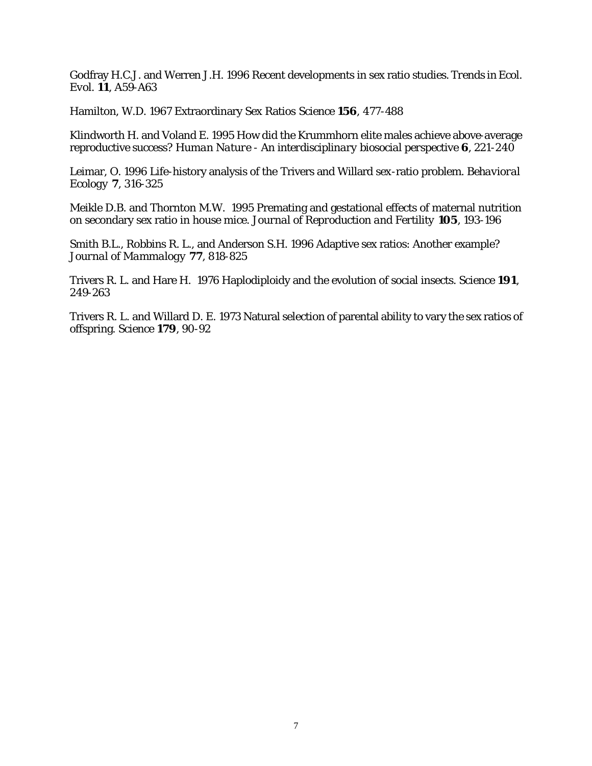Godfray H.C.J. and Werren J.H. 1996 Recent developments in sex ratio studies. *Trends in Ecol. Evol.* **11**, A59-A63

Hamilton, W.D. 1967 Extraordinary Sex Ratios Science **156**, 477-488

Klindworth H. and Voland E. 1995 How did the Krummhorn elite males achieve above-average reproductive success? *Human Nature - An interdisciplinary biosocial perspective* **6**, 221-240

Leimar, O. 1996 Life-history analysis of the Trivers and Willard sex-ratio problem. *Behavioral Ecology* **7**, 316-325

Meikle D.B. and Thornton M.W. 1995 Premating and gestational effects of maternal nutrition on secondary sex ratio in house mice. *Journal of Reproduction and Fertility* **105**, 193-196

Smith B.L., Robbins R. L., and Anderson S.H. 1996 Adaptive sex ratios: Another example? *Journal of Mammalogy* **77**, 818-825

Trivers R. L. and Hare H. 1976 Haplodiploidy and the evolution of social insects. Science **191**, 249-263

Trivers R. L. and Willard D. E. 1973 Natural selection of parental ability to vary the sex ratios of offspring. Science **179**, 90-92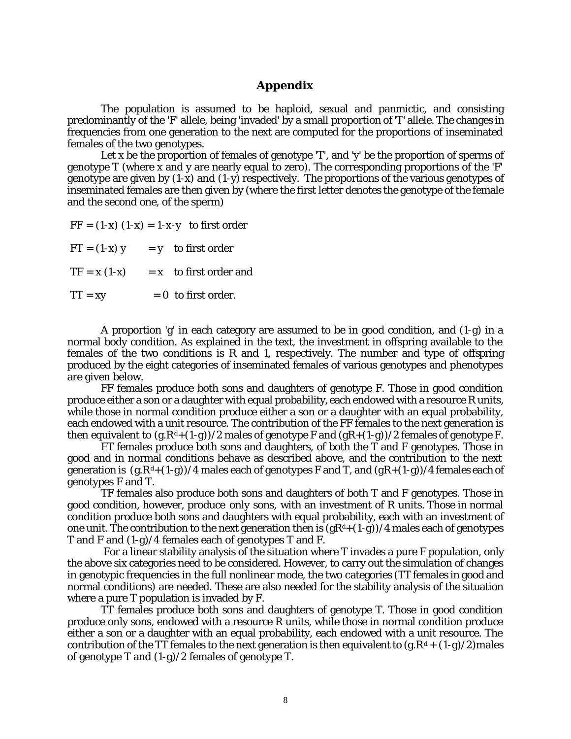## Appendix

The population is assumed to be haploid, sexual and panmictic, and consisting predominantly of the 'F' allele, being 'invaded' by a small proportion of 'T' allele. The changes in frequencies from one generation to the next are computed for the proportions of inseminated females of the two genotypes.

Let x be the proportion of females of genotype 'T', and 'y' be the proportion of sperms of genotype T (where x and y are nearly equal to zero). The corresponding proportions of the 'F' genotype are given by (1-x) and (1-y) respectively. The proportions of the various genotypes of inseminated females are then given by (where the first letter denotes the genotype of the female and the second one, of the sperm)

$FF = (1-x)(1-x) = 1-x-y$ to first order

$FT = (1-x) y \quad = y$ to first order

$TF = x (1-x) \quad = x$ to first order and

$TT = xy \quad = 0$ to first order.

A proportion 'g' in each category are assumed to be in good condition, and (1-g) in a normal body condition. As explained in the text, the investment in offspring available to the females of the two conditions is R and 1, respectively. The number and type of offspring produced by the eight categories of inseminated females of various genotypes and phenotypes are given below.

FF females produce both sons and daughters of genotype F. Those in good condition produce either a son or a daughter with equal probability, each endowed with a resource R units, while those in normal condition produce either a son or a daughter with an equal probability, each endowed with a unit resource. The contribution of the FF females to the next generation is then equivalent to $(g.R^d+(1-g))/2$ males of genotype F and $(gR+(1-g))/2$ females of genotype F.

FT females produce both sons and daughters, of both the T and F genotypes. Those in good and in normal conditions behave as described above, and the contribution to the next generation is $(g.R^d+(1-g))/4$ males each of genotypes F and T, and $(gR+(1-g))/4$ females each of genotypes F and T.

TF females also produce both sons and daughters of both T and F genotypes. Those in good condition, however, produce only sons, with an investment of R units. Those in normal condition produce both sons and daughters with equal probability, each with an investment of one unit. The contribution to the next generation then is $(gR^d+(1-g))/4$ males each of genotypes T and F and $(1-g)/4$ females each of genotypes T and F.

For a linear stability analysis of the situation where T invades a pure F population, only the above six categories need to be considered. However, to carry out the simulation of changes in genotypic frequencies in the full nonlinear mode, the two categories (TT females in good and normal conditions) are needed. These are also needed for the stability analysis of the situation where a pure T population is invaded by F.

TT females produce both sons and daughters of genotype T. Those in good condition produce only sons, endowed with a resource R units, while those in normal condition produce either a son or a daughter with an equal probability, each endowed with a unit resource. The contribution of the TT females to the next generation is then equivalent to $(g.R^d + (1-g)/2)$males of genotype T and $(1-g)/2$ females of genotype T.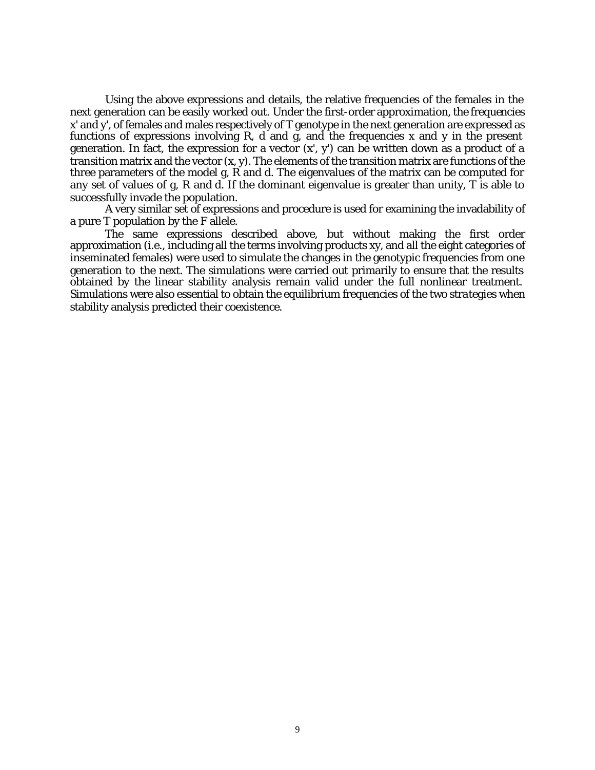Using the above expressions and details, the relative frequencies of the females in the next generation can be easily worked out. Under the first-order approximation, the frequencies $x'$ and $y'$, of females and males respectively of T genotype in the next generation are expressed as functions of expressions involving R, d and g, and the frequencies x and y in the present generation. In fact, the expression for a vector $(x', y')$ can be written down as a product of a transition matrix and the vector $(x, y)$. The elements of the transition matrix are functions of the three parameters of the model g, R and d. The eigenvalues of the matrix can be computed for any set of values of g, R and d. If the dominant eigenvalue is greater than unity, T is able to successfully invade the population.

A very similar set of expressions and procedure is used for examining the invadability of a pure T population by the F allele.

The same expressions described above, but without making the first order approximation (i.e., including all the terms involving products xy, and all the eight categories of inseminated females) were used to simulate the changes in the genotypic frequencies from one generation to the next. The simulations were carried out primarily to ensure that the results obtained by the linear stability analysis remain valid under the full nonlinear treatment. Simulations were also essential to obtain the equilibrium frequencies of the two strategies when stability analysis predicted their coexistence.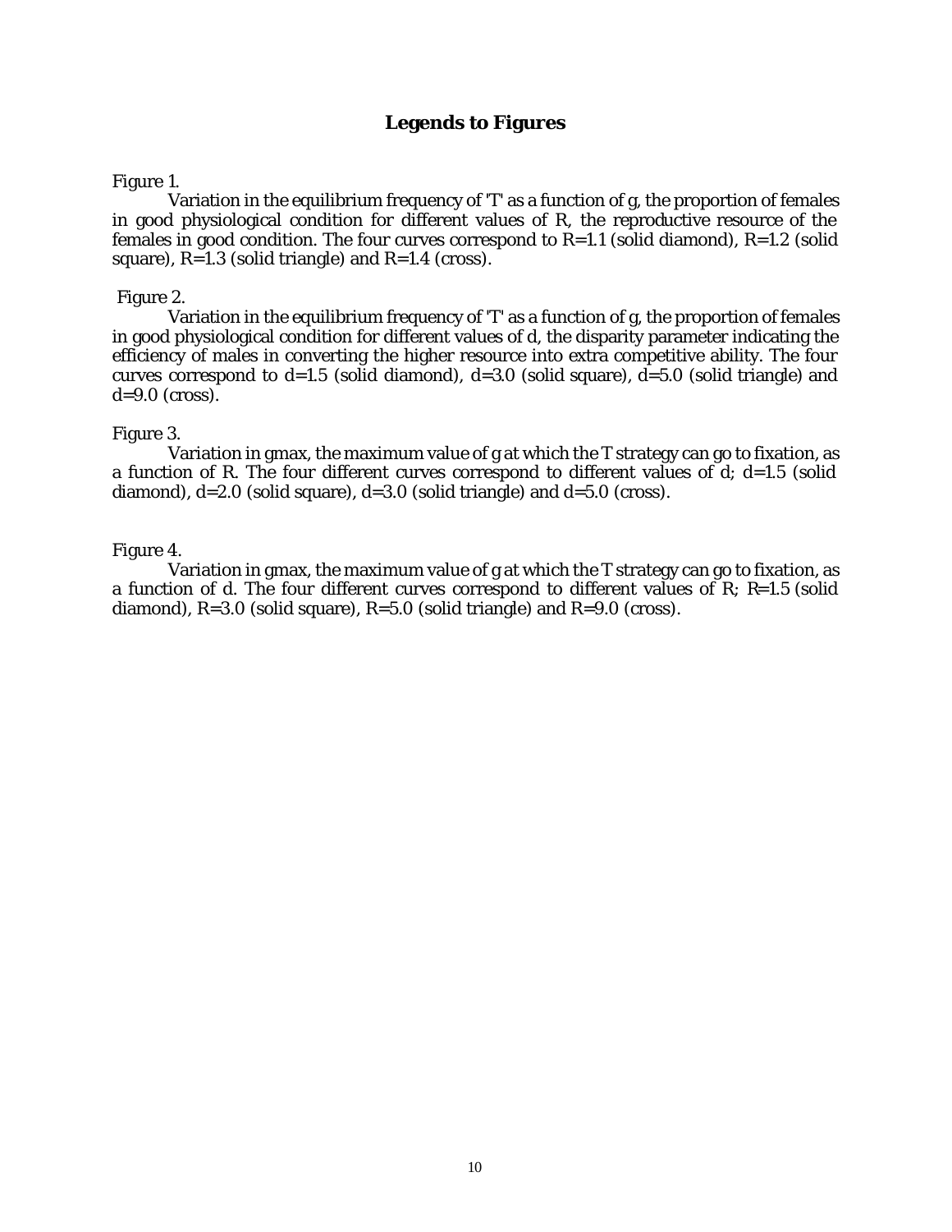## Legends to Figures

Figure 1.

Variation in the equilibrium frequency of 'T' as a function of g, the proportion of females in good physiological condition for different values of R, the reproductive resource of the females in good condition. The four curves correspond to R=1.1 (solid diamond), R=1.2 (solid square), R=1.3 (solid triangle) and R=1.4 (cross).

Figure 2.

Variation in the equilibrium frequency of 'T' as a function of g, the proportion of females in good physiological condition for different values of d, the disparity parameter indicating the efficiency of males in converting the higher resource into extra competitive ability. The four curves correspond to d=1.5 (solid diamond), d=3.0 (solid square), d=5.0 (solid triangle) and d=9.0 (cross).

Figure 3.

Variation in gmax, the maximum value of g at which the T strategy can go to fixation, as a function of R. The four different curves correspond to different values of d; d=1.5 (solid diamond), d=2.0 (solid square), d=3.0 (solid triangle) and d=5.0 (cross).

Figure 4.

Variation in gmax, the maximum value of g at which the T strategy can go to fixation, as a function of d. The four different curves correspond to different values of R; R=1.5 (solid diamond), R=3.0 (solid square), R=5.0 (solid triangle) and R=9.0 (cross).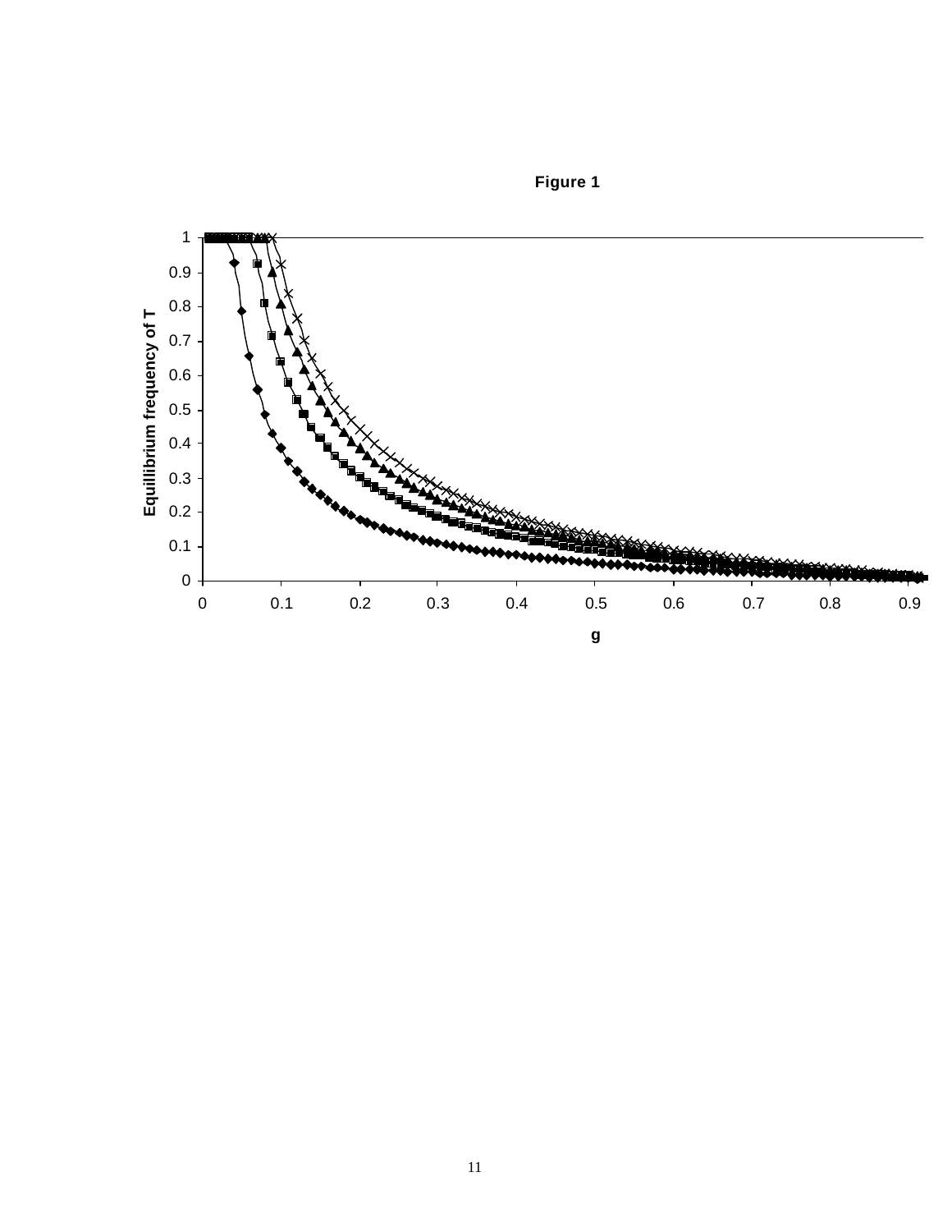**Figure 1**

| Equilibrium frequency of T |
|---|

g

**Figure 1**

Equilibrium frequency of T

g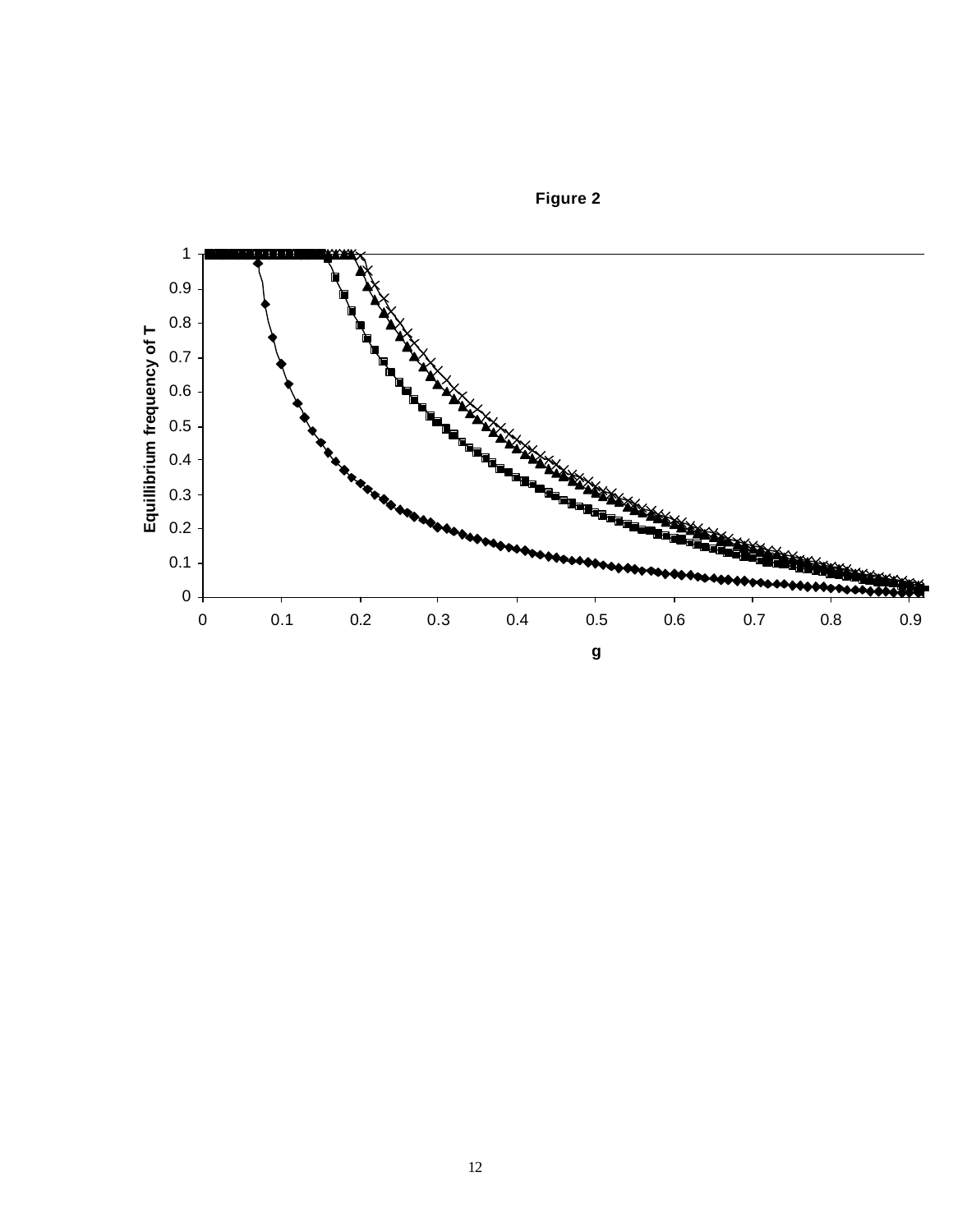**Figure 2**

Equilibrium frequency of T

g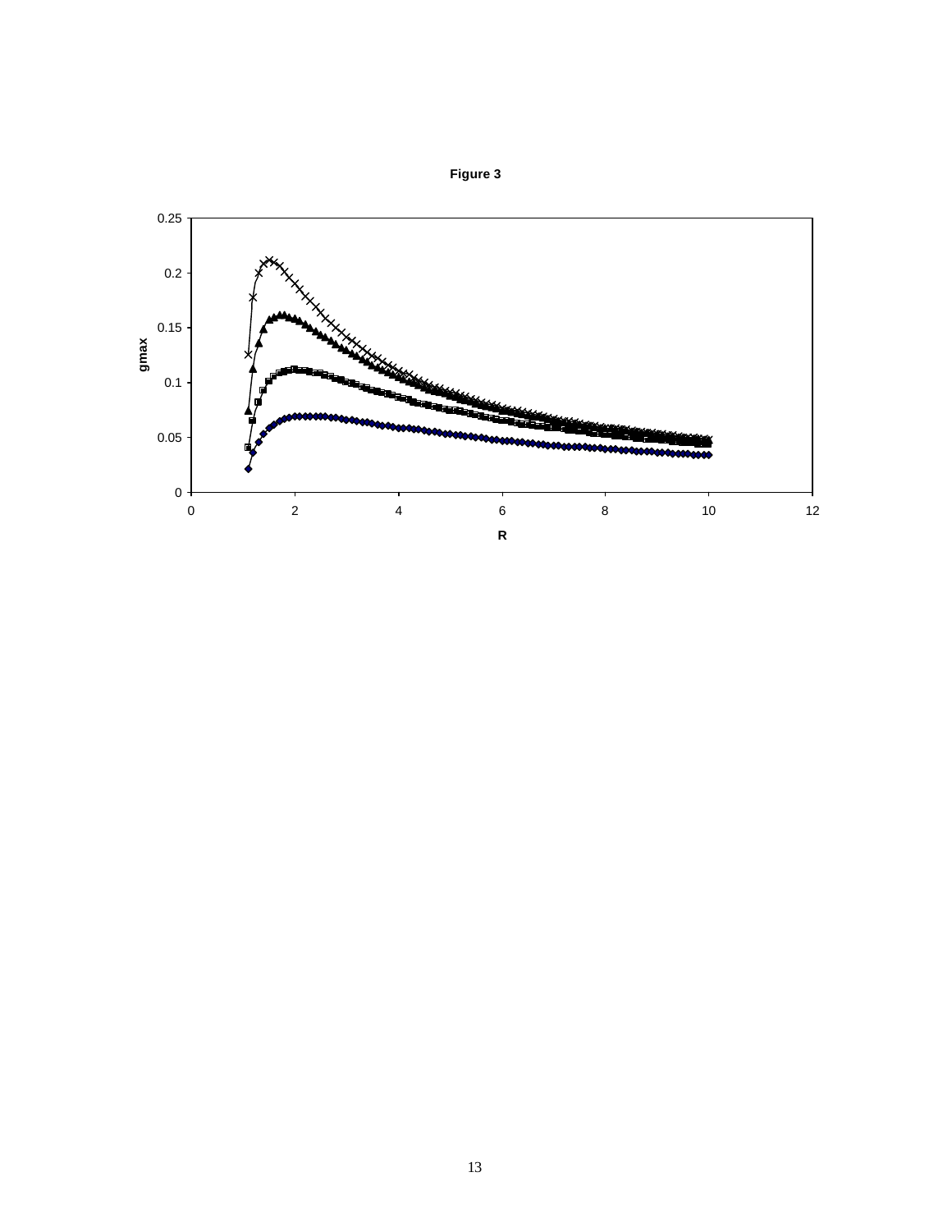**Figure 3**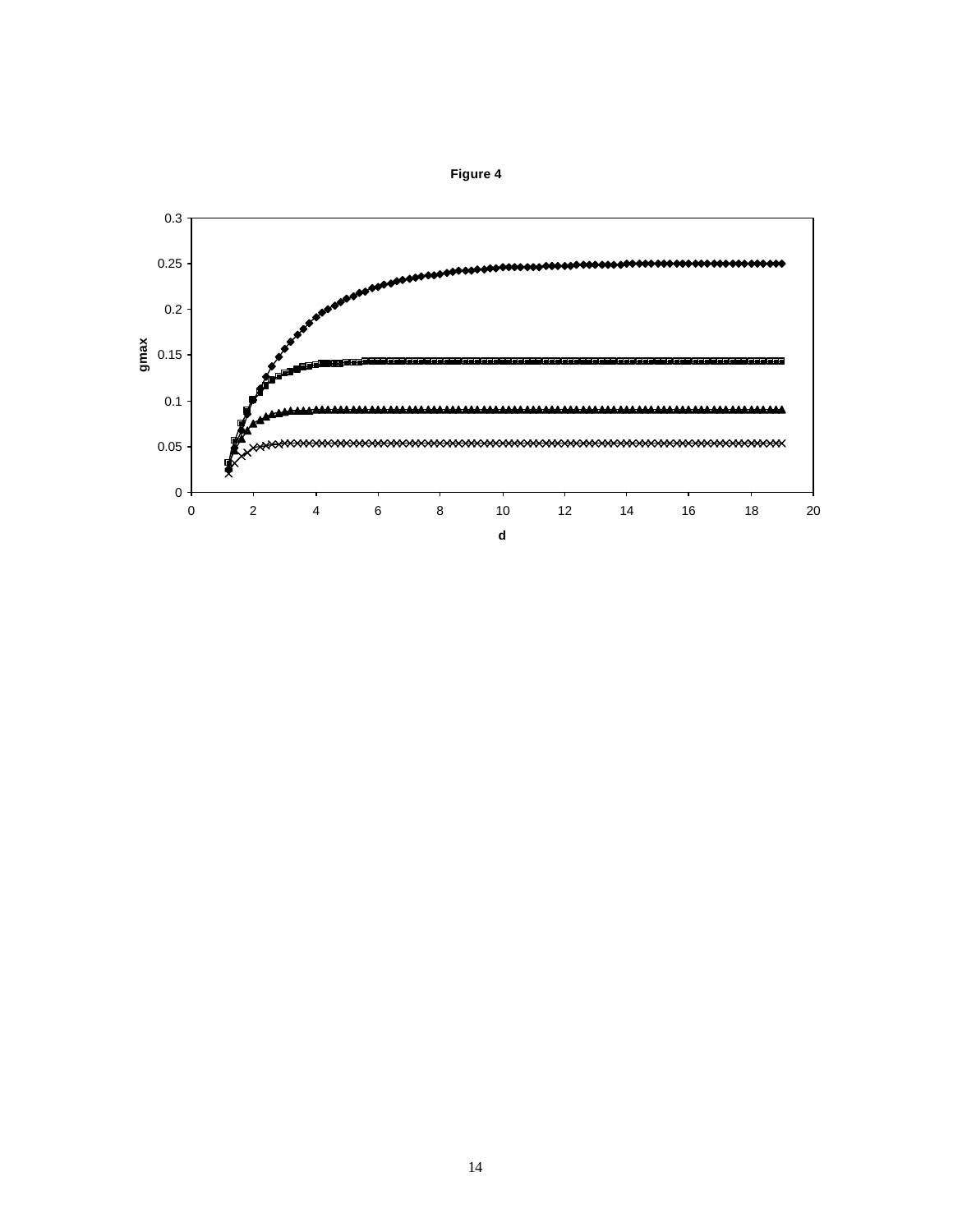**Figure 4**

0.3
0.25
0.2
0.15
0.1
0.05
0

gmax

0 2 4 6 8 10 12 14 16 18 20

d